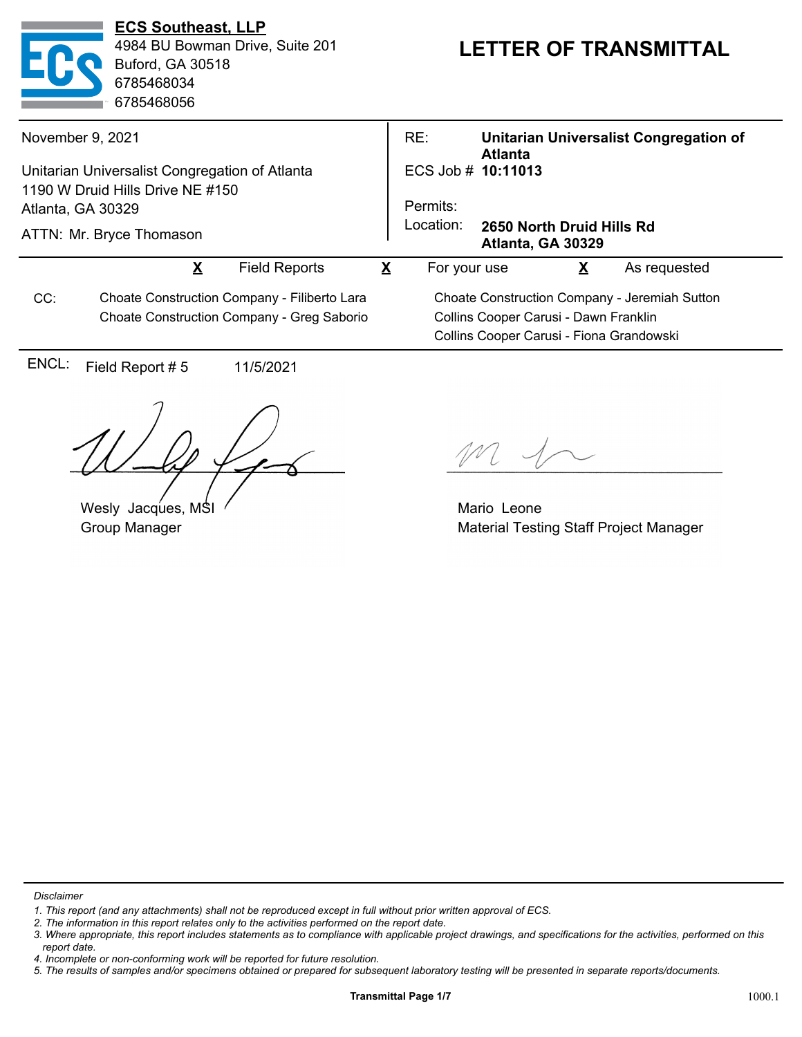**ECS Southeast, LLP**
4984 BU Bowman Drive, Suite 201
Buford, GA 30518
6785468034
6785468056

# LETTER OF TRANSMITTAL

November 9, 2021

Unitarian Universalist Congregation of Atlanta
1190 W Druid Hills Drive NE #150
Atlanta, GA 30329

ATTN: Mr. Bryce Thomason

RE: **Unitarian Universalist Congregation of Atlanta**
ECS Job # **10:11013**
Permits:
Location: **2650 North Druid Hills Rd Atlanta, GA 30329**

**X** Field Reports **X** For your use **X** As requested

CC:
Choate Construction Company - Filiberto Lara
Choate Construction Company - Greg Saborio
Choate Construction Company - Jeremiah Sutton
Collins Cooper Carusi - Dawn Franklin
Collins Cooper Carusi - Fiona Grandowski

ENCL: Field Report # 5 11/5/2021

Wesly Jacques, MSI
Group Manager

Mario Leone
Material Testing Staff Project Manager

*Disclaimer*

1. *This report (and any attachments) shall not be reproduced except in full without prior written approval of ECS.*
2. *The information in this report relates only to the activities performed on the report date.*
3. *Where appropriate, this report includes statements as to compliance with applicable project drawings, and specifications for the activities, performed on this report date.*
4. *Incomplete or non-conforming work will be reported for future resolution.*
5. *The results of samples and/or specimens obtained or prepared for subsequent laboratory testing will be presented in separate reports/documents.*

1000.1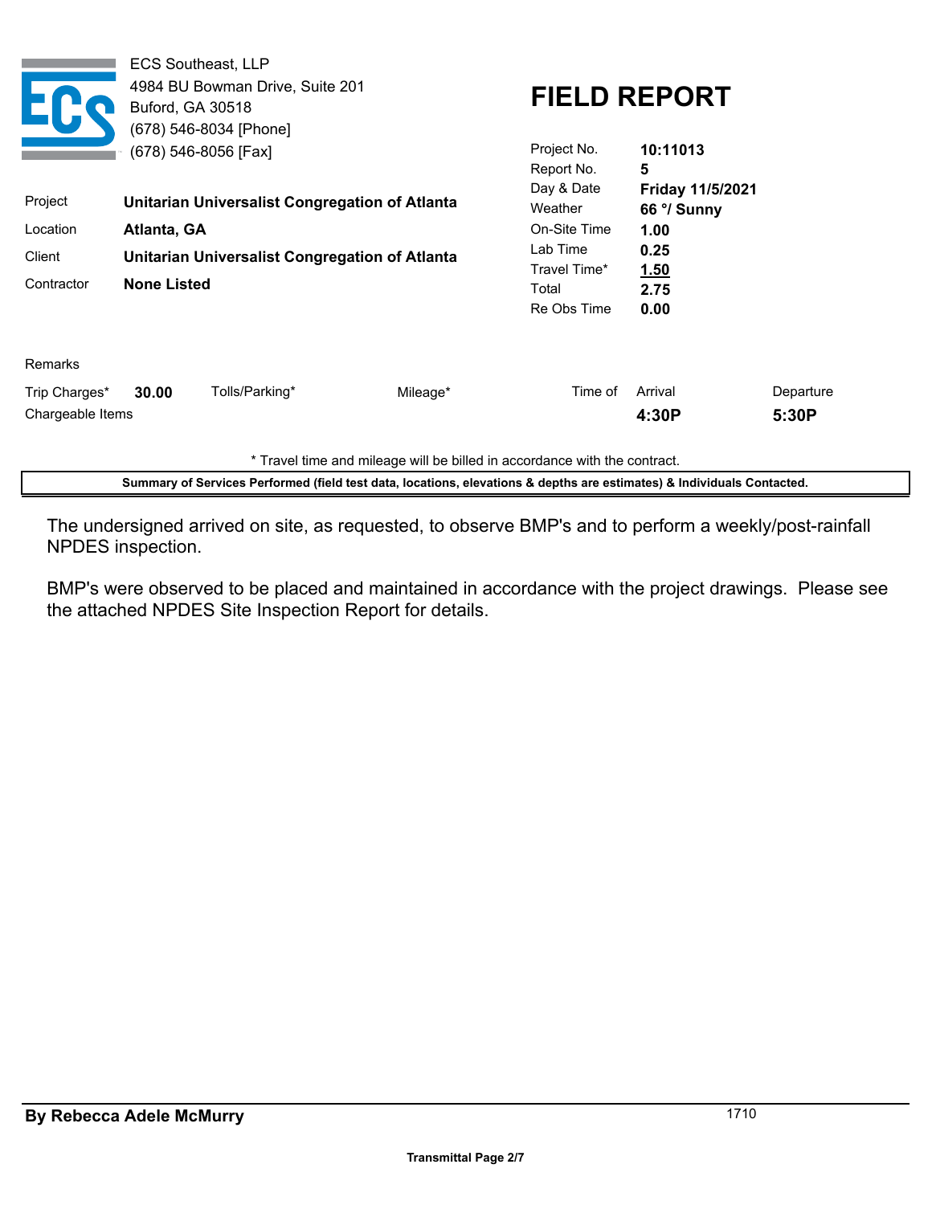ECS Southeast, LLP
4984 BU Bowman Drive, Suite 201
Buford, GA 30518
(678) 546-8034 [Phone]
(678) 546-8056 [Fax]

# FIELD REPORT

| | |
|---|---|
| Project No. | **10:11013** |
| Report No. | **5** |
| Day & Date | **Friday 11/5/2021** |
| Weather | **66 °/ Sunny** |
| On-Site Time | **1.00** |
| Lab Time | **0.25** |
| Travel Time* | **1.50** |
| Total | **2.75** |
| Re Obs Time | **0.00** |

| | |
|---|---|
| Project | **Unitarian Universalist Congregation of Atlanta** |
| Location | **Atlanta, GA** |
| Client | **Unitarian Universalist Congregation of Atlanta** |
| Contractor | **None Listed** |

Remarks

| Trip Charges* | Tolls/Parking* | Mileage* | Time of Arrival | Departure |
|---|---|---|---|---|
| **30.00** | | | **4:30P** | **5:30P** |

Chargeable Items

\* Travel time and mileage will be billed in accordance with the contract.

**Summary of Services Performed (field test data, locations, elevations & depths are estimates) & Individuals Contacted.**

The undersigned arrived on site, as requested, to observe BMP's and to perform a weekly/post-rainfall NPDES inspection.

BMP's were observed to be placed and maintained in accordance with the project drawings. Please see the attached NPDES Site Inspection Report for details.

**By Rebecca Adele McMurry** 1710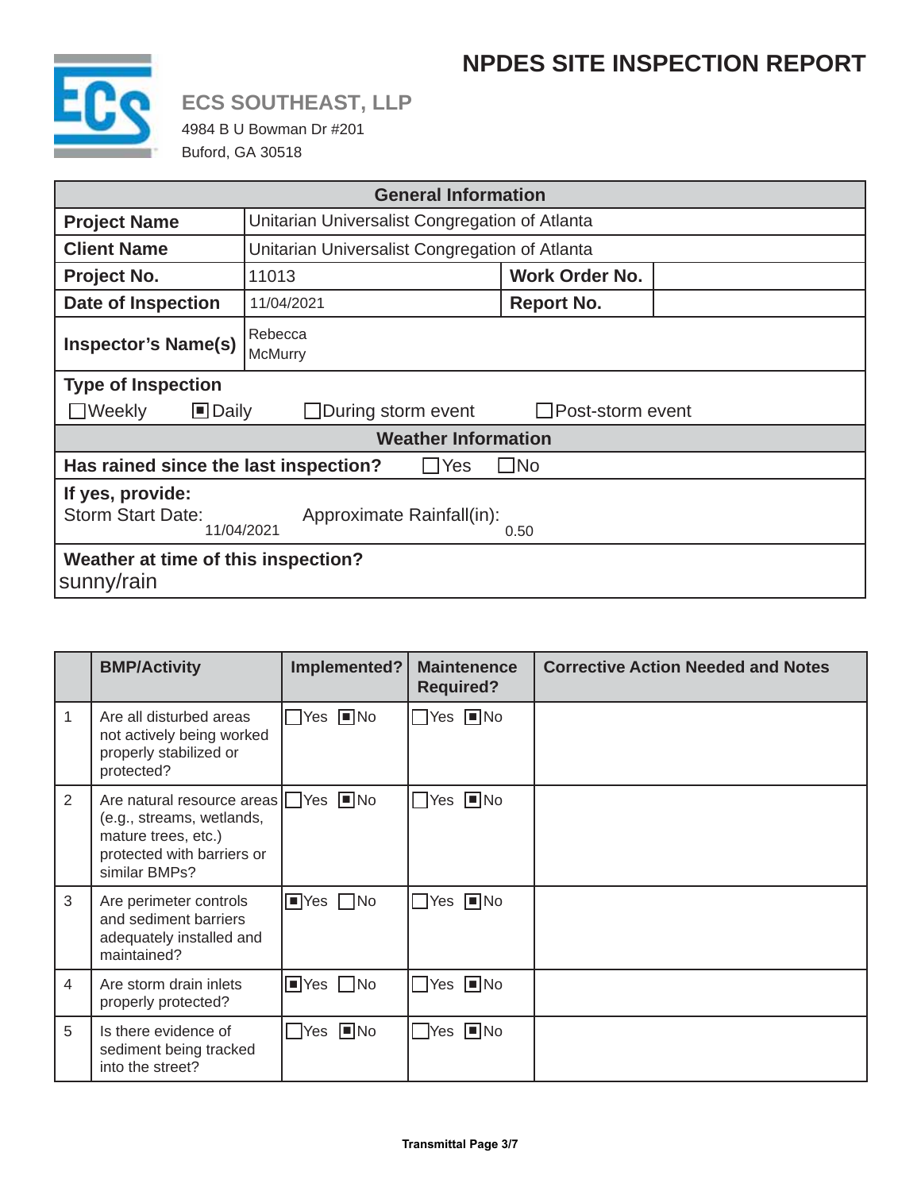# NPDES SITE INSPECTION REPORT

## ECS SOUTHEAST, LLP

4984 B U Bowman Dr #201
Buford, GA 30518

| General Information | | | |
|---|---|---|---|
| **Project Name** | Unitarian Universalist Congregation of Atlanta | | |
| **Client Name** | Unitarian Universalist Congregation of Atlanta | | |
| **Project No.** | 11013 | **Work Order No.** | |
| **Date of Inspection** | 11/04/2021 | **Report No.** | |
| **Inspector's Name(s)** | Rebecca McMurry | | |

**Type of Inspection**

☐ Weekly ☒ Daily ☐ During storm event ☐ Post-storm event

**Weather Information**

**Has rained since the last inspection?** ☐ Yes ☐ No

**If yes, provide:**

Storm Start Date: 11/04/2021 Approximate Rainfall(in): 0.50

**Weather at time of this inspection?**

sunny/rain

| | BMP/Activity | Implemented? | Maintenence Required? | Corrective Action Needed and Notes |
|---|---|---|---|---|
| 1 | Are all disturbed areas not actively being worked properly stabilized or protected? | ☐ Yes ☒ No | ☐ Yes ☒ No | |
| 2 | Are natural resource areas (e.g., streams, wetlands, mature trees, etc.) protected with barriers or similar BMPs? | ☐ Yes ☒ No | ☐ Yes ☒ No | |
| 3 | Are perimeter controls and sediment barriers adequately installed and maintained? | ☒ Yes ☐ No | ☐ Yes ☒ No | |
| 4 | Are storm drain inlets properly protected? | ☒ Yes ☐ No | ☐ Yes ☒ No | |
| 5 | Is there evidence of sediment being tracked into the street? | ☐ Yes ☒ No | ☐ Yes ☒ No | |

**Transmittal Page 3/7**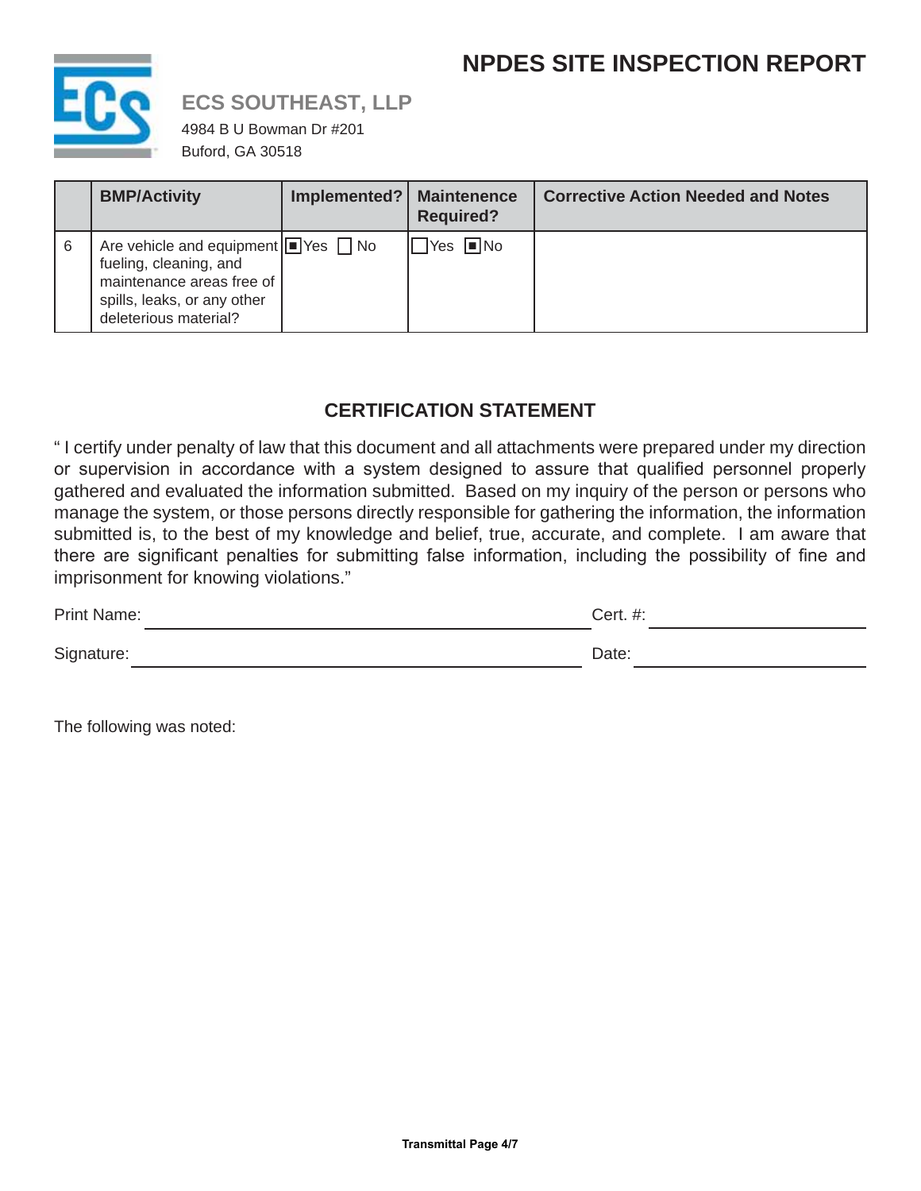# NPDES SITE INSPECTION REPORT

**ECS SOUTHEAST, LLP**

4984 B U Bowman Dr #201

Buford, GA 30518

| | BMP/Activity | Implemented? | Maintenence Required? | Corrective Action Needed and Notes |
|---|---|---|---|---|
| 6 | Are vehicle and equipment fueling, cleaning, and maintenance areas free of spills, leaks, or any other deleterious material? | ■ Yes ☐ No | ☐ Yes ■ No | |

## CERTIFICATION STATEMENT

" I certify under penalty of law that this document and all attachments were prepared under my direction or supervision in accordance with a system designed to assure that qualified personnel properly gathered and evaluated the information submitted. Based on my inquiry of the person or persons who manage the system, or those persons directly responsible for gathering the information, the information submitted is, to the best of my knowledge and belief, true, accurate, and complete. I am aware that there are significant penalties for submitting false information, including the possibility of fine and imprisonment for knowing violations."

Print Name: ______________________ Cert. #: ______________________

Signature: ______________________ Date: ______________________

The following was noted: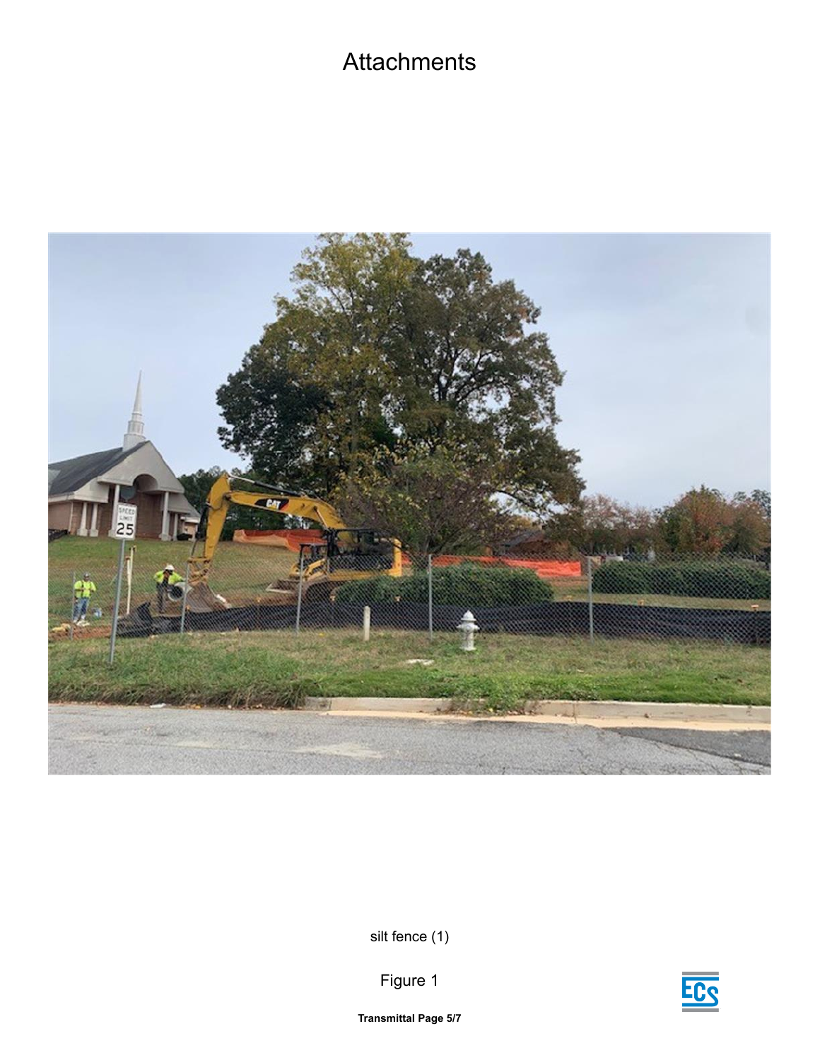# Attachments

silt fence (1)

Figure 1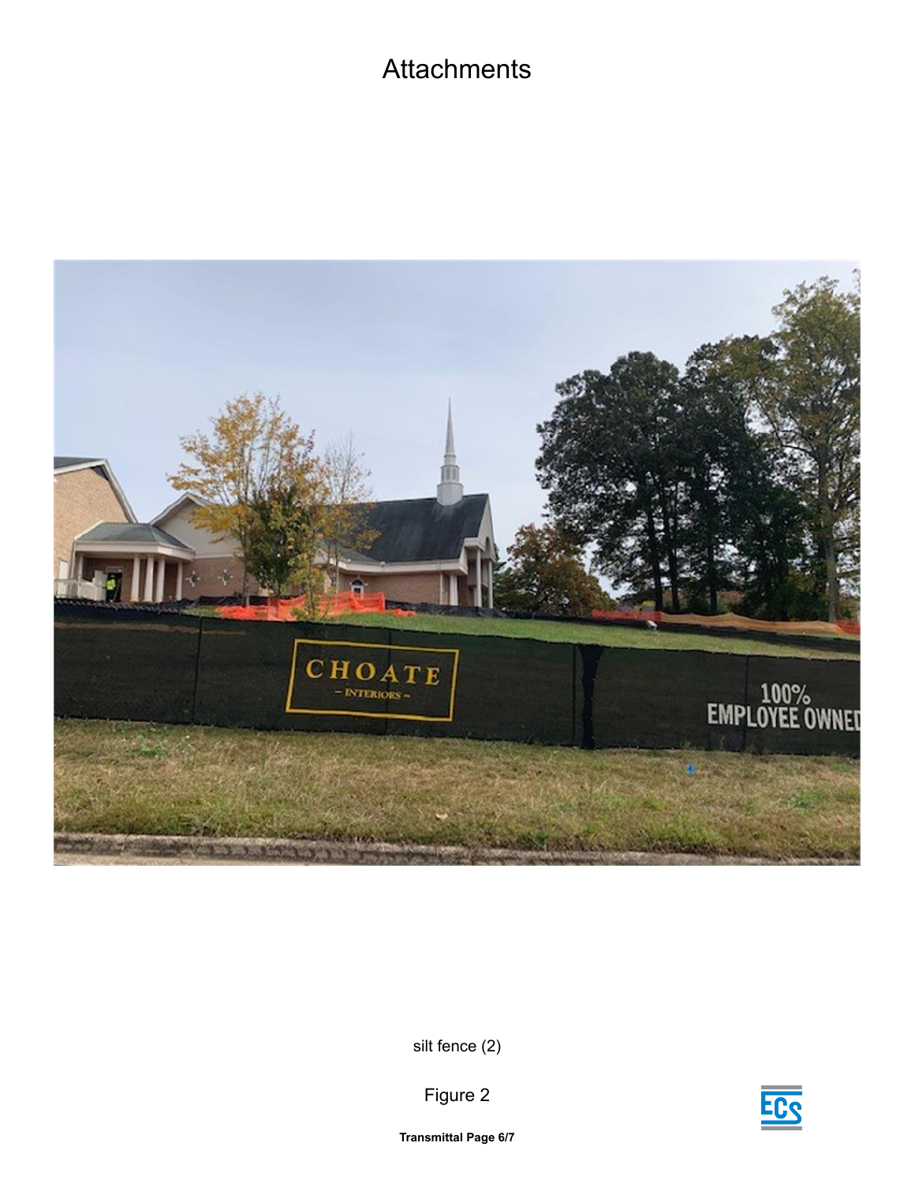# Attachments

silt fence (2)

Figure 2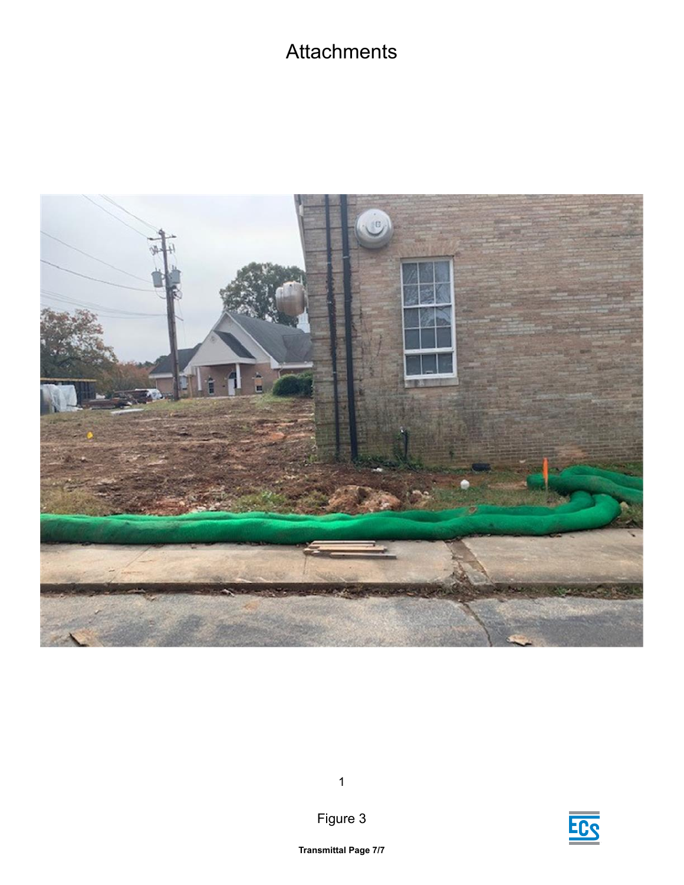# Attachments

1

Figure 3